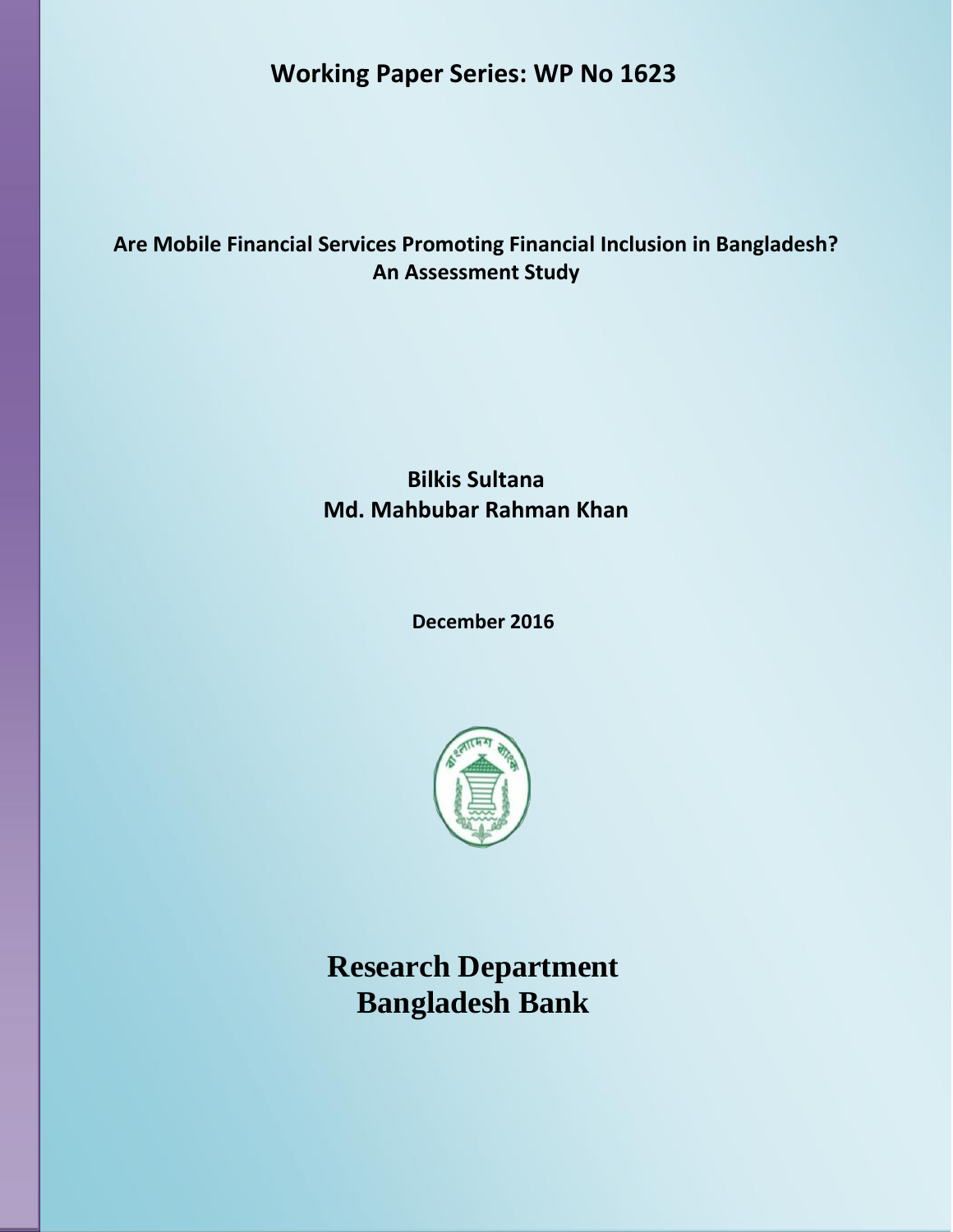**Working Paper Series: WP No 1623**

# Are Mobile Financial Services Promoting Financial Inclusion in Bangladesh? An Assessment Study

**Bilkis Sultana**
**Md. Mahbubar Rahman Khan**

**December 2016**

**Research Department**
**Bangladesh Bank**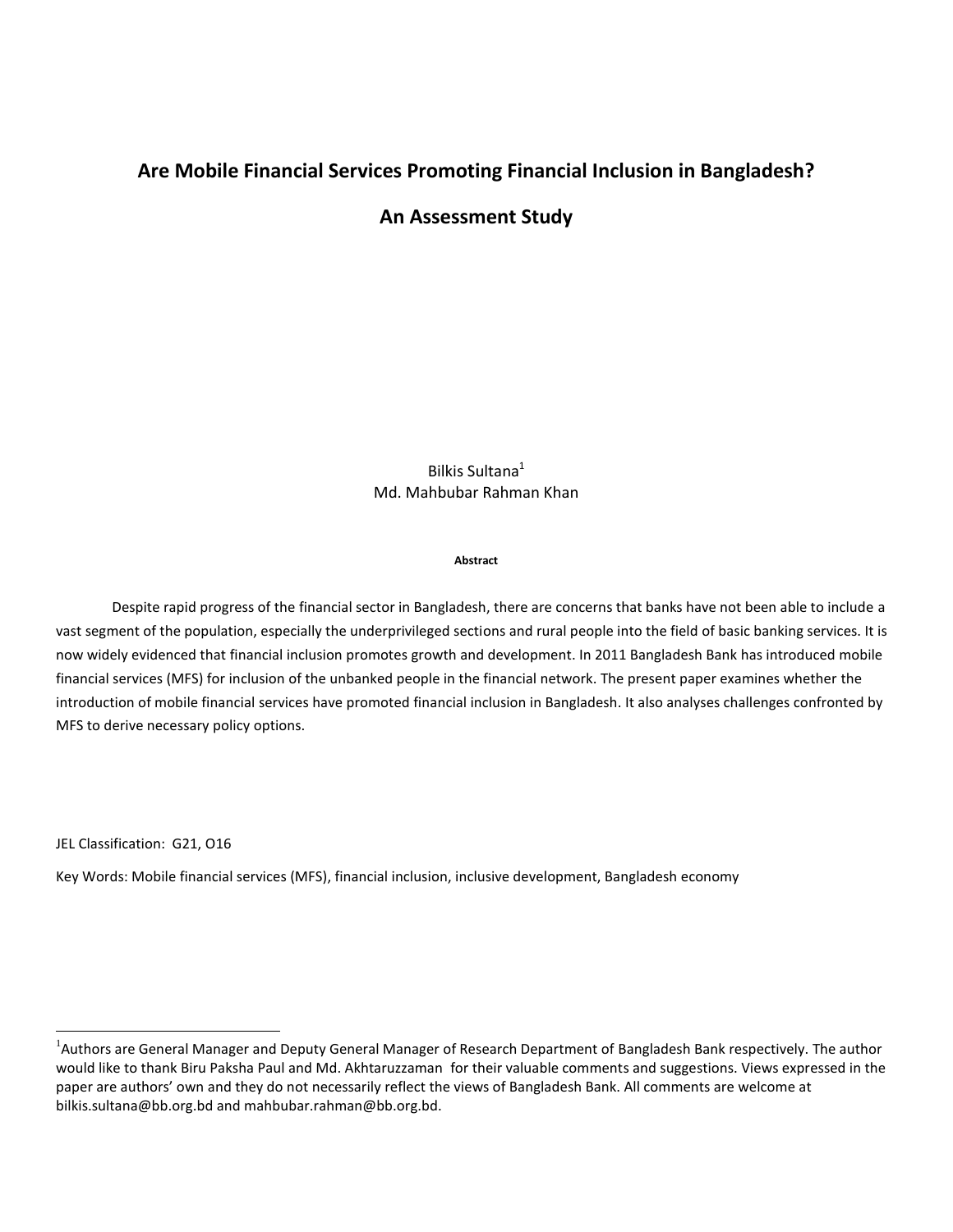# Are Mobile Financial Services Promoting Financial Inclusion in Bangladesh?

# An Assessment Study

Bilkis Sultana[1]
Md. Mahbubar Rahman Khan

**Abstract**

Despite rapid progress of the financial sector in Bangladesh, there are concerns that banks have not been able to include a vast segment of the population, especially the underprivileged sections and rural people into the field of basic banking services. It is now widely evidenced that financial inclusion promotes growth and development. In 2011 Bangladesh Bank has introduced mobile financial services (MFS) for inclusion of the unbanked people in the financial network. The present paper examines whether the introduction of mobile financial services have promoted financial inclusion in Bangladesh. It also analyses challenges confronted by MFS to derive necessary policy options.

JEL Classification: G21, O16

Key Words: Mobile financial services (MFS), financial inclusion, inclusive development, Bangladesh economy

---

[1] Authors are General Manager and Deputy General Manager of Research Department of Bangladesh Bank respectively. The author would like to thank Biru Paksha Paul and Md. Akhtaruzzaman for their valuable comments and suggestions. Views expressed in the paper are authors' own and they do not necessarily reflect the views of Bangladesh Bank. All comments are welcome at bilkis.sultana@bb.org.bd and mahbubar.rahman@bb.org.bd.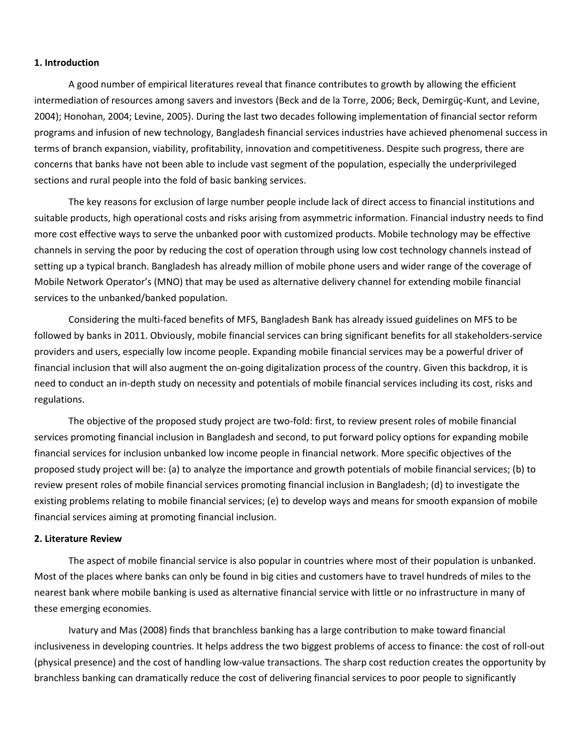### 1. Introduction

A good number of empirical literatures reveal that finance contributes to growth by allowing the efficient intermediation of resources among savers and investors (Beck and de la Torre, 2006; Beck, Demirgüç-Kunt, and Levine, 2004); Honohan, 2004; Levine, 2005). During the last two decades following implementation of financial sector reform programs and infusion of new technology, Bangladesh financial services industries have achieved phenomenal success in terms of branch expansion, viability, profitability, innovation and competitiveness. Despite such progress, there are concerns that banks have not been able to include vast segment of the population, especially the underprivileged sections and rural people into the fold of basic banking services.

The key reasons for exclusion of large number people include lack of direct access to financial institutions and suitable products, high operational costs and risks arising from asymmetric information. Financial industry needs to find more cost effective ways to serve the unbanked poor with customized products. Mobile technology may be effective channels in serving the poor by reducing the cost of operation through using low cost technology channels instead of setting up a typical branch. Bangladesh has already million of mobile phone users and wider range of the coverage of Mobile Network Operator's (MNO) that may be used as alternative delivery channel for extending mobile financial services to the unbanked/banked population.

Considering the multi-faced benefits of MFS, Bangladesh Bank has already issued guidelines on MFS to be followed by banks in 2011. Obviously, mobile financial services can bring significant benefits for all stakeholders-service providers and users, especially low income people. Expanding mobile financial services may be a powerful driver of financial inclusion that will also augment the on-going digitalization process of the country. Given this backdrop, it is need to conduct an in-depth study on necessity and potentials of mobile financial services including its cost, risks and regulations.

The objective of the proposed study project are two-fold: first, to review present roles of mobile financial services promoting financial inclusion in Bangladesh and second, to put forward policy options for expanding mobile financial services for inclusion unbanked low income people in financial network. More specific objectives of the proposed study project will be: (a) to analyze the importance and growth potentials of mobile financial services; (b) to review present roles of mobile financial services promoting financial inclusion in Bangladesh; (d) to investigate the existing problems relating to mobile financial services; (e) to develop ways and means for smooth expansion of mobile financial services aiming at promoting financial inclusion.

### 2. Literature Review

The aspect of mobile financial service is also popular in countries where most of their population is unbanked. Most of the places where banks can only be found in big cities and customers have to travel hundreds of miles to the nearest bank where mobile banking is used as alternative financial service with little or no infrastructure in many of these emerging economies.

Ivatury and Mas (2008) finds that branchless banking has a large contribution to make toward financial inclusiveness in developing countries. It helps address the two biggest problems of access to finance: the cost of roll-out (physical presence) and the cost of handling low-value transactions. The sharp cost reduction creates the opportunity by branchless banking can dramatically reduce the cost of delivering financial services to poor people to significantly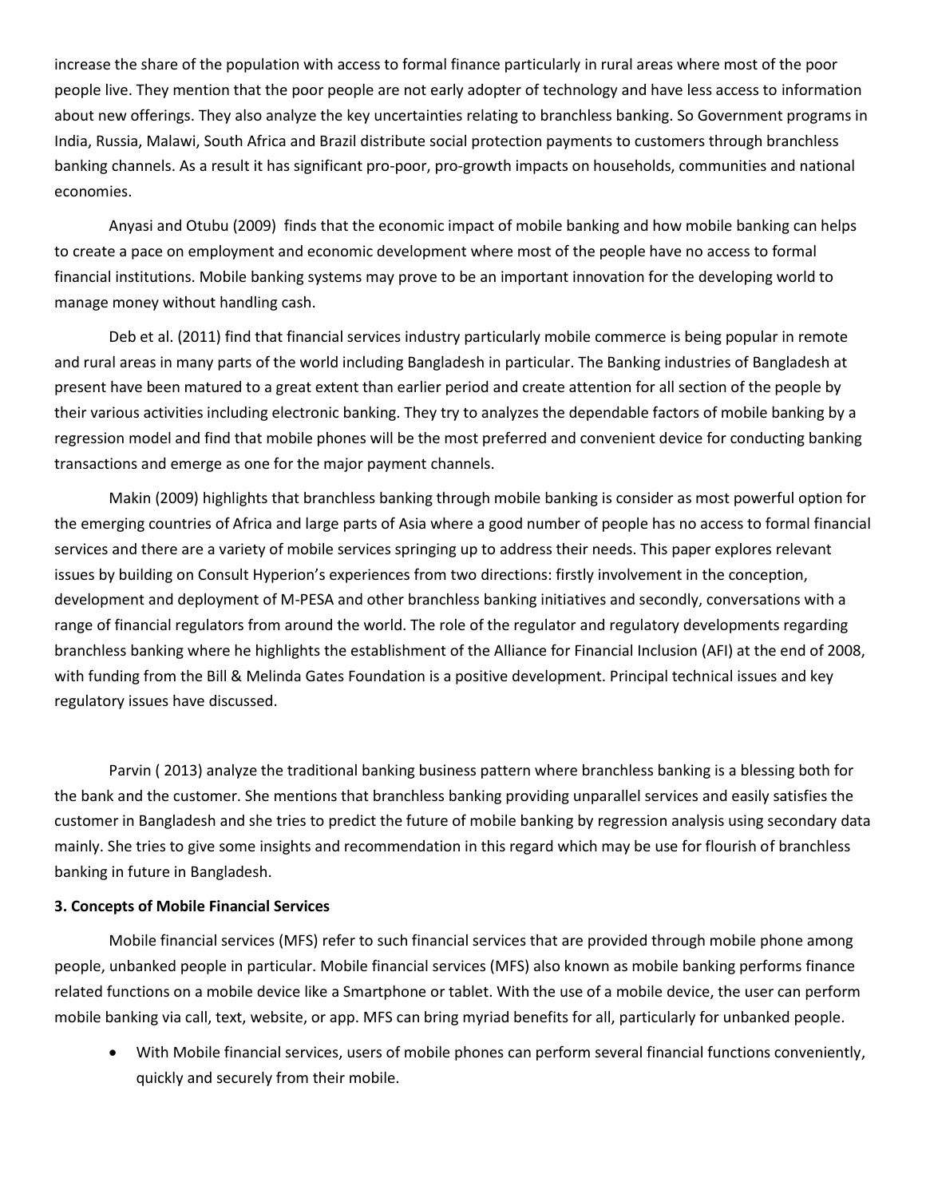increase the share of the population with access to formal finance particularly in rural areas where most of the poor people live. They mention that the poor people are not early adopter of technology and have less access to information about new offerings. They also analyze the key uncertainties relating to branchless banking. So Government programs in India, Russia, Malawi, South Africa and Brazil distribute social protection payments to customers through branchless banking channels. As a result it has significant pro-poor, pro-growth impacts on households, communities and national economies.

Anyasi and Otubu (2009) finds that the economic impact of mobile banking and how mobile banking can helps to create a pace on employment and economic development where most of the people have no access to formal financial institutions. Mobile banking systems may prove to be an important innovation for the developing world to manage money without handling cash.

Deb et al. (2011) find that financial services industry particularly mobile commerce is being popular in remote and rural areas in many parts of the world including Bangladesh in particular. The Banking industries of Bangladesh at present have been matured to a great extent than earlier period and create attention for all section of the people by their various activities including electronic banking. They try to analyzes the dependable factors of mobile banking by a regression model and find that mobile phones will be the most preferred and convenient device for conducting banking transactions and emerge as one for the major payment channels.

Makin (2009) highlights that branchless banking through mobile banking is consider as most powerful option for the emerging countries of Africa and large parts of Asia where a good number of people has no access to formal financial services and there are a variety of mobile services springing up to address their needs. This paper explores relevant issues by building on Consult Hyperion's experiences from two directions: firstly involvement in the conception, development and deployment of M-PESA and other branchless banking initiatives and secondly, conversations with a range of financial regulators from around the world. The role of the regulator and regulatory developments regarding branchless banking where he highlights the establishment of the Alliance for Financial Inclusion (AFI) at the end of 2008, with funding from the Bill & Melinda Gates Foundation is a positive development. Principal technical issues and key regulatory issues have discussed.

Parvin ( 2013) analyze the traditional banking business pattern where branchless banking is a blessing both for the bank and the customer. She mentions that branchless banking providing unparallel services and easily satisfies the customer in Bangladesh and she tries to predict the future of mobile banking by regression analysis using secondary data mainly. She tries to give some insights and recommendation in this regard which may be use for flourish of branchless banking in future in Bangladesh.

### 3. Concepts of Mobile Financial Services

Mobile financial services (MFS) refer to such financial services that are provided through mobile phone among people, unbanked people in particular. Mobile financial services (MFS) also known as mobile banking performs finance related functions on a mobile device like a Smartphone or tablet. With the use of a mobile device, the user can perform mobile banking via call, text, website, or app. MFS can bring myriad benefits for all, particularly for unbanked people.

- With Mobile financial services, users of mobile phones can perform several financial functions conveniently, quickly and securely from their mobile.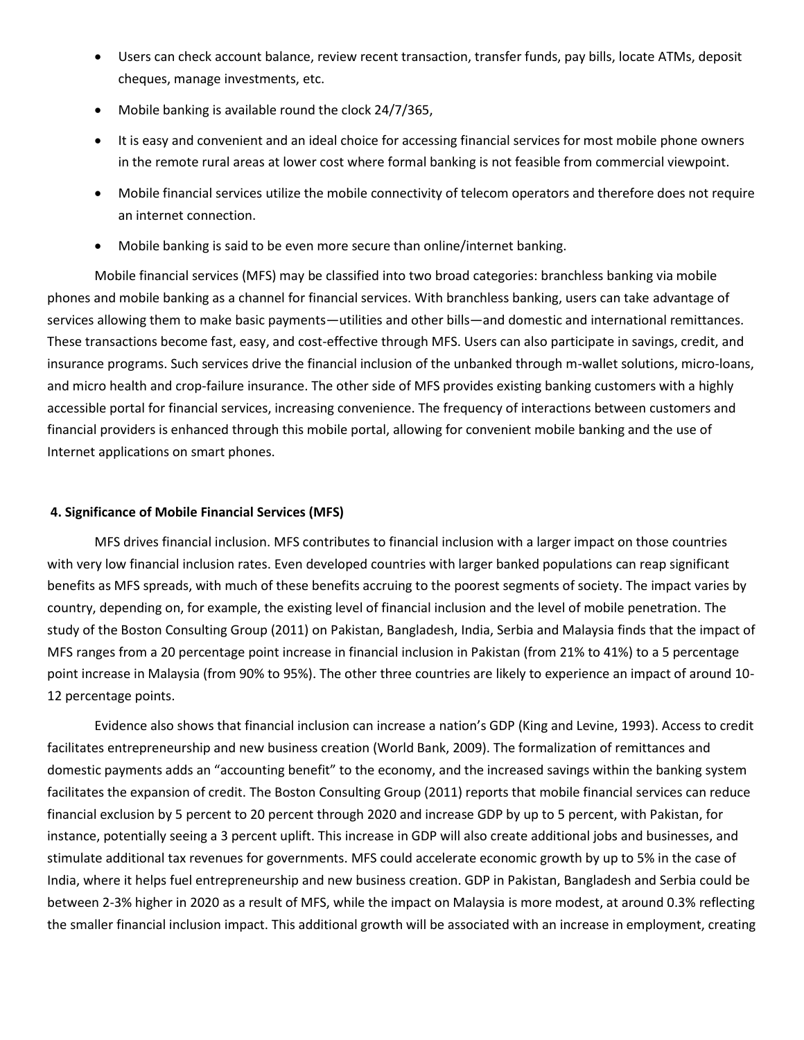- Users can check account balance, review recent transaction, transfer funds, pay bills, locate ATMs, deposit cheques, manage investments, etc.
- Mobile banking is available round the clock 24/7/365,
- It is easy and convenient and an ideal choice for accessing financial services for most mobile phone owners in the remote rural areas at lower cost where formal banking is not feasible from commercial viewpoint.
- Mobile financial services utilize the mobile connectivity of telecom operators and therefore does not require an internet connection.
- Mobile banking is said to be even more secure than online/internet banking.

Mobile financial services (MFS) may be classified into two broad categories: branchless banking via mobile phones and mobile banking as a channel for financial services. With branchless banking, users can take advantage of services allowing them to make basic payments—utilities and other bills—and domestic and international remittances. These transactions become fast, easy, and cost-effective through MFS. Users can also participate in savings, credit, and insurance programs. Such services drive the financial inclusion of the unbanked through m-wallet solutions, micro-loans, and micro health and crop-failure insurance. The other side of MFS provides existing banking customers with a highly accessible portal for financial services, increasing convenience. The frequency of interactions between customers and financial providers is enhanced through this mobile portal, allowing for convenient mobile banking and the use of Internet applications on smart phones.

**4. Significance of Mobile Financial Services (MFS)**

MFS drives financial inclusion. MFS contributes to financial inclusion with a larger impact on those countries with very low financial inclusion rates. Even developed countries with larger banked populations can reap significant benefits as MFS spreads, with much of these benefits accruing to the poorest segments of society. The impact varies by country, depending on, for example, the existing level of financial inclusion and the level of mobile penetration. The study of the Boston Consulting Group (2011) on Pakistan, Bangladesh, India, Serbia and Malaysia finds that the impact of MFS ranges from a 20 percentage point increase in financial inclusion in Pakistan (from 21% to 41%) to a 5 percentage point increase in Malaysia (from 90% to 95%). The other three countries are likely to experience an impact of around 10-12 percentage points.

Evidence also shows that financial inclusion can increase a nation's GDP (King and Levine, 1993). Access to credit facilitates entrepreneurship and new business creation (World Bank, 2009). The formalization of remittances and domestic payments adds an "accounting benefit" to the economy, and the increased savings within the banking system facilitates the expansion of credit. The Boston Consulting Group (2011) reports that mobile financial services can reduce financial exclusion by 5 percent to 20 percent through 2020 and increase GDP by up to 5 percent, with Pakistan, for instance, potentially seeing a 3 percent uplift. This increase in GDP will also create additional jobs and businesses, and stimulate additional tax revenues for governments. MFS could accelerate economic growth by up to 5% in the case of India, where it helps fuel entrepreneurship and new business creation. GDP in Pakistan, Bangladesh and Serbia could be between 2-3% higher in 2020 as a result of MFS, while the impact on Malaysia is more modest, at around 0.3% reflecting the smaller financial inclusion impact. This additional growth will be associated with an increase in employment, creating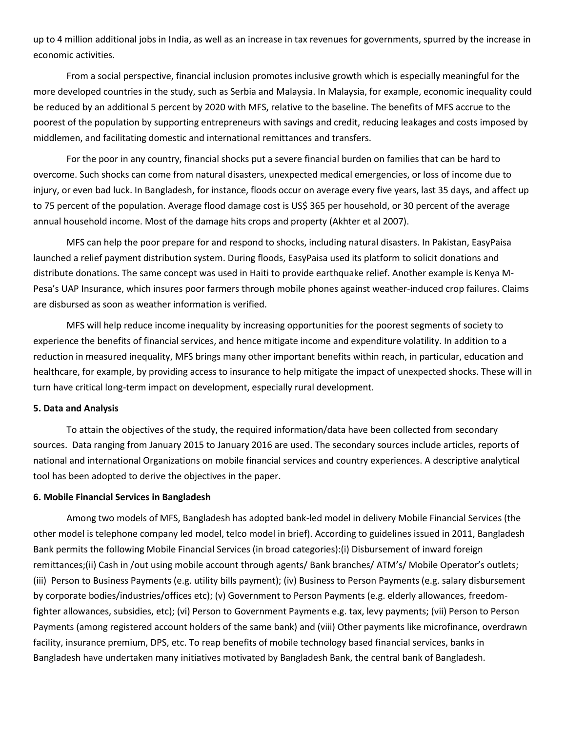up to 4 million additional jobs in India, as well as an increase in tax revenues for governments, spurred by the increase in economic activities.

From a social perspective, financial inclusion promotes inclusive growth which is especially meaningful for the more developed countries in the study, such as Serbia and Malaysia. In Malaysia, for example, economic inequality could be reduced by an additional 5 percent by 2020 with MFS, relative to the baseline. The benefits of MFS accrue to the poorest of the population by supporting entrepreneurs with savings and credit, reducing leakages and costs imposed by middlemen, and facilitating domestic and international remittances and transfers.

For the poor in any country, financial shocks put a severe financial burden on families that can be hard to overcome. Such shocks can come from natural disasters, unexpected medical emergencies, or loss of income due to injury, or even bad luck. In Bangladesh, for instance, floods occur on average every five years, last 35 days, and affect up to 75 percent of the population. Average flood damage cost is US$ 365 per household, or 30 percent of the average annual household income. Most of the damage hits crops and property (Akhter et al 2007).

MFS can help the poor prepare for and respond to shocks, including natural disasters. In Pakistan, EasyPaisa launched a relief payment distribution system. During floods, EasyPaisa used its platform to solicit donations and distribute donations. The same concept was used in Haiti to provide earthquake relief. Another example is Kenya M-Pesa's UAP Insurance, which insures poor farmers through mobile phones against weather-induced crop failures. Claims are disbursed as soon as weather information is verified.

MFS will help reduce income inequality by increasing opportunities for the poorest segments of society to experience the benefits of financial services, and hence mitigate income and expenditure volatility. In addition to a reduction in measured inequality, MFS brings many other important benefits within reach, in particular, education and healthcare, for example, by providing access to insurance to help mitigate the impact of unexpected shocks. These will in turn have critical long-term impact on development, especially rural development.

### 5. Data and Analysis

To attain the objectives of the study, the required information/data have been collected from secondary sources. Data ranging from January 2015 to January 2016 are used. The secondary sources include articles, reports of national and international Organizations on mobile financial services and country experiences. A descriptive analytical tool has been adopted to derive the objectives in the paper.

### 6. Mobile Financial Services in Bangladesh

Among two models of MFS, Bangladesh has adopted bank-led model in delivery Mobile Financial Services (the other model is telephone company led model, telco model in brief). According to guidelines issued in 2011, Bangladesh Bank permits the following Mobile Financial Services (in broad categories):(i) Disbursement of inward foreign remittances;(ii) Cash in /out using mobile account through agents/ Bank branches/ ATM's/ Mobile Operator's outlets; (iii) Person to Business Payments (e.g. utility bills payment); (iv) Business to Person Payments (e.g. salary disbursement by corporate bodies/industries/offices etc); (v) Government to Person Payments (e.g. elderly allowances, freedom-fighter allowances, subsidies, etc); (vi) Person to Government Payments e.g. tax, levy payments; (vii) Person to Person Payments (among registered account holders of the same bank) and (viii) Other payments like microfinance, overdrawn facility, insurance premium, DPS, etc. To reap benefits of mobile technology based financial services, banks in Bangladesh have undertaken many initiatives motivated by Bangladesh Bank, the central bank of Bangladesh.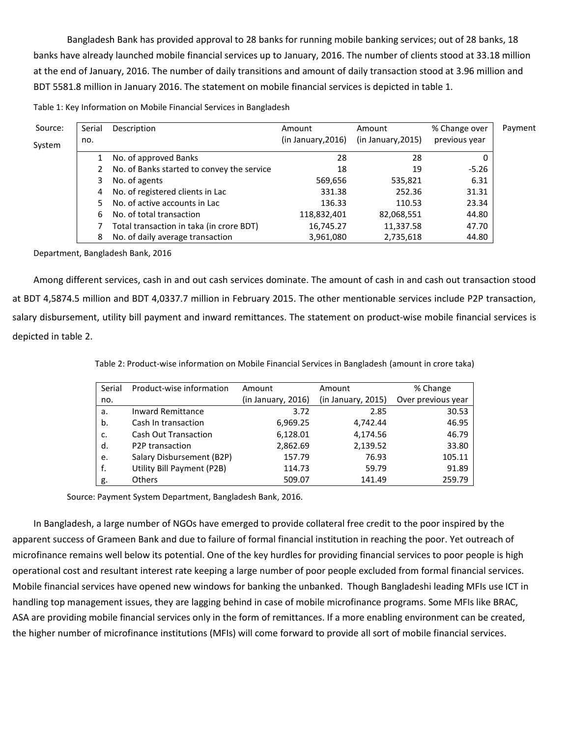Bangladesh Bank has provided approval to 28 banks for running mobile banking services; out of 28 banks, 18 banks have already launched mobile financial services up to January, 2016. The number of clients stood at 33.18 million at the end of January, 2016. The number of daily transitions and amount of daily transaction stood at 3.96 million and BDT 5581.8 million in January 2016. The statement on mobile financial services is depicted in table 1.

Table 1: Key Information on Mobile Financial Services in Bangladesh

| Serial no. | Description | Amount (in January,2016) | Amount (in January,2015) | % Change over previous year |
|---|---|---|---|---|
| 1 | No. of approved Banks | 28 | 28 | 0 |
| 2 | No. of Banks started to convey the service | 18 | 19 | -5.26 |
| 3 | No. of agents | 569,656 | 535,821 | 6.31 |
| 4 | No. of registered clients in Lac | 331.38 | 252.36 | 31.31 |
| 5 | No. of active accounts in Lac | 136.33 | 110.53 | 23.34 |
| 6 | No. of total transaction | 118,832,401 | 82,068,551 | 44.80 |
| 7 | Total transaction in taka (in crore BDT) | 16,745.27 | 11,337.58 | 47.70 |
| 8 | No. of daily average transaction | 3,961,080 | 2,735,618 | 44.80 |

Source: Payment System Department, Bangladesh Bank, 2016

Among different services, cash in and out cash services dominate. The amount of cash in and cash out transaction stood at BDT 4,5874.5 million and BDT 4,0337.7 million in February 2015. The other mentionable services include P2P transaction, salary disbursement, utility bill payment and inward remittances. The statement on product-wise mobile financial services is depicted in table 2.

Table 2: Product-wise information on Mobile Financial Services in Bangladesh (amount in crore taka)

| Serial no. | Product-wise information | Amount (in January, 2016) | Amount (in January, 2015) | % Change Over previous year |
|---|---|---|---|---|
| a. | Inward Remittance | 3.72 | 2.85 | 30.53 |
| b. | Cash In transaction | 6,969.25 | 4,742.44 | 46.95 |
| c. | Cash Out Transaction | 6,128.01 | 4,174.56 | 46.79 |
| d. | P2P transaction | 2,862.69 | 2,139.52 | 33.80 |
| e. | Salary Disbursement (B2P) | 157.79 | 76.93 | 105.11 |
| f. | Utility Bill Payment (P2B) | 114.73 | 59.79 | 91.89 |
| g. | Others | 509.07 | 141.49 | 259.79 |

Source: Payment System Department, Bangladesh Bank, 2016.

In Bangladesh, a large number of NGOs have emerged to provide collateral free credit to the poor inspired by the apparent success of Grameen Bank and due to failure of formal financial institution in reaching the poor. Yet outreach of microfinance remains well below its potential. One of the key hurdles for providing financial services to poor people is high operational cost and resultant interest rate keeping a large number of poor people excluded from formal financial services. Mobile financial services have opened new windows for banking the unbanked. Though Bangladeshi leading MFIs use ICT in handling top management issues, they are lagging behind in case of mobile microfinance programs. Some MFIs like BRAC, ASA are providing mobile financial services only in the form of remittances. If a more enabling environment can be created, the higher number of microfinance institutions (MFIs) will come forward to provide all sort of mobile financial services.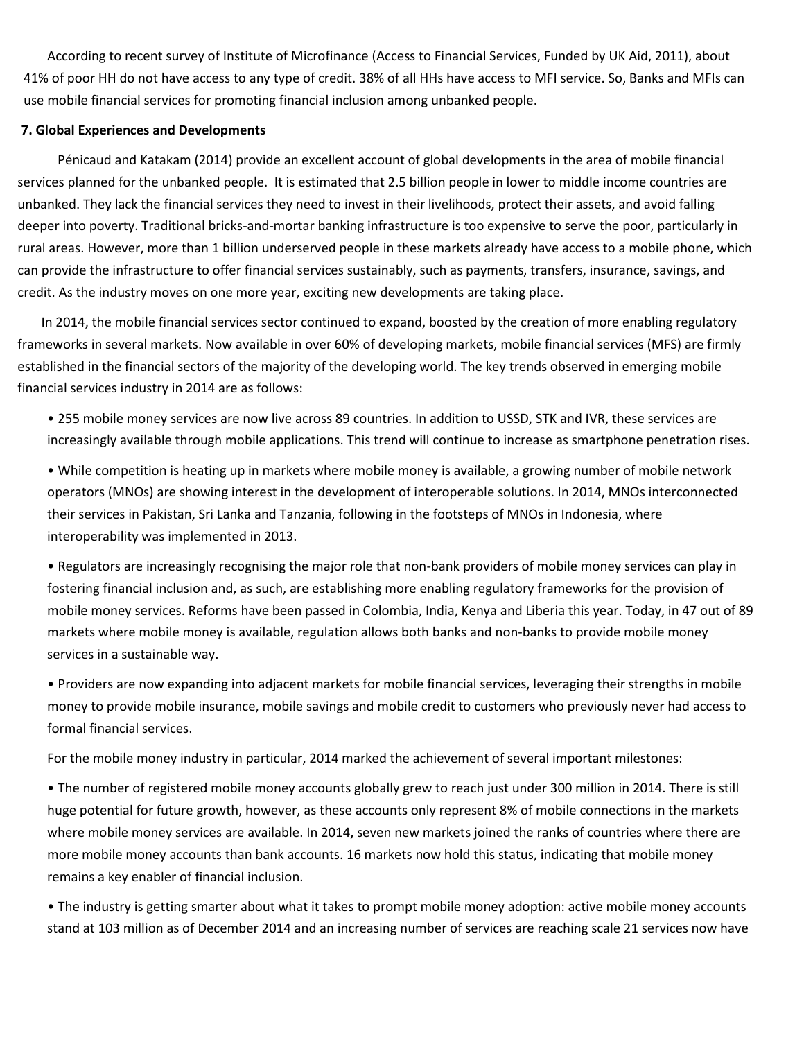According to recent survey of Institute of Microfinance (Access to Financial Services, Funded by UK Aid, 2011), about 41% of poor HH do not have access to any type of credit. 38% of all HHs have access to MFI service. So, Banks and MFIs can use mobile financial services for promoting financial inclusion among unbanked people.

**7. Global Experiences and Developments**

Pénicaud and Katakam (2014) provide an excellent account of global developments in the area of mobile financial services planned for the unbanked people. It is estimated that 2.5 billion people in lower to middle income countries are unbanked. They lack the financial services they need to invest in their livelihoods, protect their assets, and avoid falling deeper into poverty. Traditional bricks-and-mortar banking infrastructure is too expensive to serve the poor, particularly in rural areas. However, more than 1 billion underserved people in these markets already have access to a mobile phone, which can provide the infrastructure to offer financial services sustainably, such as payments, transfers, insurance, savings, and credit. As the industry moves on one more year, exciting new developments are taking place.

In 2014, the mobile financial services sector continued to expand, boosted by the creation of more enabling regulatory frameworks in several markets. Now available in over 60% of developing markets, mobile financial services (MFS) are firmly established in the financial sectors of the majority of the developing world. The key trends observed in emerging mobile financial services industry in 2014 are as follows:

- 255 mobile money services are now live across 89 countries. In addition to USSD, STK and IVR, these services are increasingly available through mobile applications. This trend will continue to increase as smartphone penetration rises.
- While competition is heating up in markets where mobile money is available, a growing number of mobile network operators (MNOs) are showing interest in the development of interoperable solutions. In 2014, MNOs interconnected their services in Pakistan, Sri Lanka and Tanzania, following in the footsteps of MNOs in Indonesia, where interoperability was implemented in 2013.
- Regulators are increasingly recognising the major role that non-bank providers of mobile money services can play in fostering financial inclusion and, as such, are establishing more enabling regulatory frameworks for the provision of mobile money services. Reforms have been passed in Colombia, India, Kenya and Liberia this year. Today, in 47 out of 89 markets where mobile money is available, regulation allows both banks and non-banks to provide mobile money services in a sustainable way.
- Providers are now expanding into adjacent markets for mobile financial services, leveraging their strengths in mobile money to provide mobile insurance, mobile savings and mobile credit to customers who previously never had access to formal financial services.

For the mobile money industry in particular, 2014 marked the achievement of several important milestones:

- The number of registered mobile money accounts globally grew to reach just under 300 million in 2014. There is still huge potential for future growth, however, as these accounts only represent 8% of mobile connections in the markets where mobile money services are available. In 2014, seven new markets joined the ranks of countries where there are more mobile money accounts than bank accounts. 16 markets now hold this status, indicating that mobile money remains a key enabler of financial inclusion.
- The industry is getting smarter about what it takes to prompt mobile money adoption: active mobile money accounts stand at 103 million as of December 2014 and an increasing number of services are reaching scale 21 services now have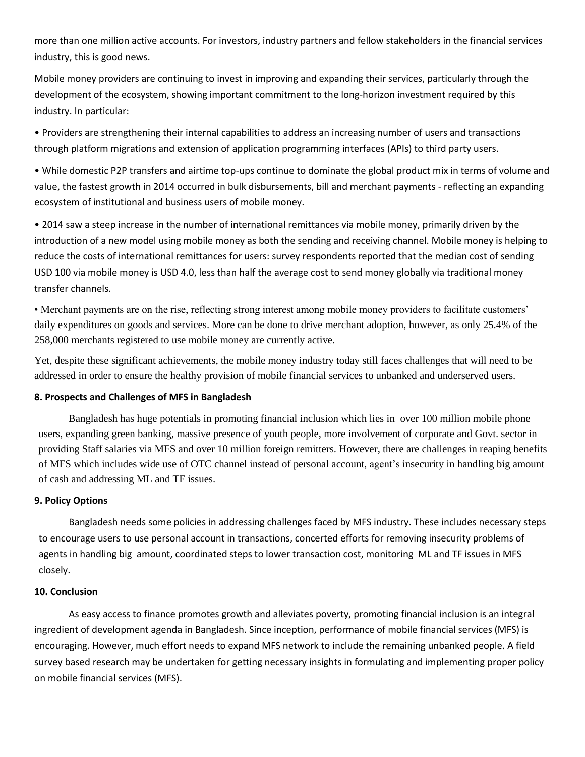more than one million active accounts. For investors, industry partners and fellow stakeholders in the financial services industry, this is good news.

Mobile money providers are continuing to invest in improving and expanding their services, particularly through the development of the ecosystem, showing important commitment to the long-horizon investment required by this industry. In particular:

• Providers are strengthening their internal capabilities to address an increasing number of users and transactions through platform migrations and extension of application programming interfaces (APIs) to third party users.

• While domestic P2P transfers and airtime top-ups continue to dominate the global product mix in terms of volume and value, the fastest growth in 2014 occurred in bulk disbursements, bill and merchant payments - reflecting an expanding ecosystem of institutional and business users of mobile money.

• 2014 saw a steep increase in the number of international remittances via mobile money, primarily driven by the introduction of a new model using mobile money as both the sending and receiving channel. Mobile money is helping to reduce the costs of international remittances for users: survey respondents reported that the median cost of sending USD 100 via mobile money is USD 4.0, less than half the average cost to send money globally via traditional money transfer channels.

• Merchant payments are on the rise, reflecting strong interest among mobile money providers to facilitate customers' daily expenditures on goods and services. More can be done to drive merchant adoption, however, as only 25.4% of the 258,000 merchants registered to use mobile money are currently active.

Yet, despite these significant achievements, the mobile money industry today still faces challenges that will need to be addressed in order to ensure the healthy provision of mobile financial services to unbanked and underserved users.

### 8. Prospects and Challenges of MFS in Bangladesh

Bangladesh has huge potentials in promoting financial inclusion which lies in over 100 million mobile phone users, expanding green banking, massive presence of youth people, more involvement of corporate and Govt. sector in providing Staff salaries via MFS and over 10 million foreign remitters. However, there are challenges in reaping benefits of MFS which includes wide use of OTC channel instead of personal account, agent's insecurity in handling big amount of cash and addressing ML and TF issues.

### 9. Policy Options

Bangladesh needs some policies in addressing challenges faced by MFS industry. These includes necessary steps to encourage users to use personal account in transactions, concerted efforts for removing insecurity problems of agents in handling big amount, coordinated steps to lower transaction cost, monitoring ML and TF issues in MFS closely.

### 10. Conclusion

As easy access to finance promotes growth and alleviates poverty, promoting financial inclusion is an integral ingredient of development agenda in Bangladesh. Since inception, performance of mobile financial services (MFS) is encouraging. However, much effort needs to expand MFS network to include the remaining unbanked people. A field survey based research may be undertaken for getting necessary insights in formulating and implementing proper policy on mobile financial services (MFS).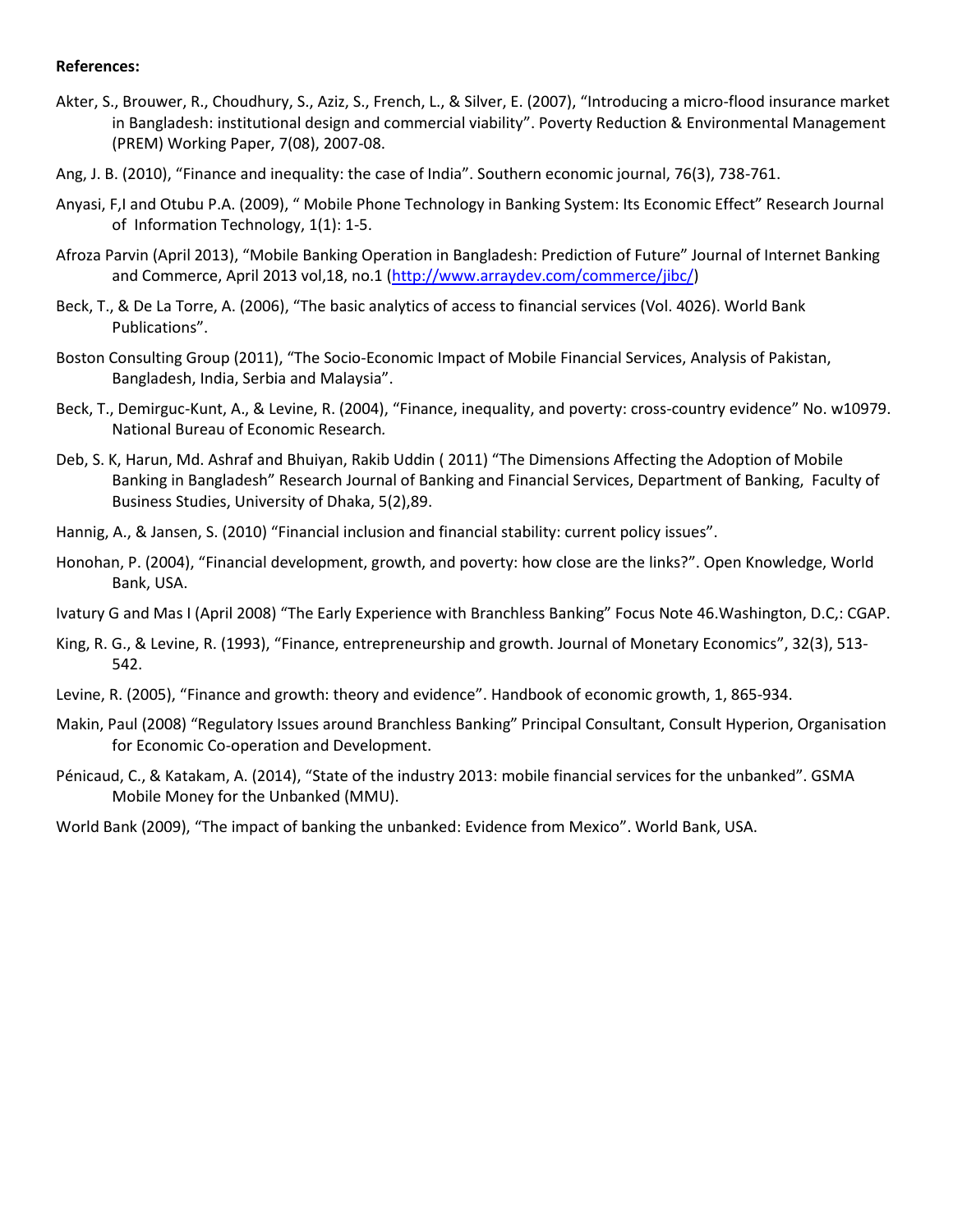**References:**

Akter, S., Brouwer, R., Choudhury, S., Aziz, S., French, L., & Silver, E. (2007), "Introducing a micro-flood insurance market in Bangladesh: institutional design and commercial viability". Poverty Reduction & Environmental Management (PREM) Working Paper, 7(08), 2007-08.

Ang, J. B. (2010), "Finance and inequality: the case of India". Southern economic journal, 76(3), 738-761.

Anyasi, F,I and Otubu P.A. (2009), " Mobile Phone Technology in Banking System: Its Economic Effect" Research Journal of Information Technology, 1(1): 1-5.

Afroza Parvin (April 2013), "Mobile Banking Operation in Bangladesh: Prediction of Future" Journal of Internet Banking and Commerce, April 2013 vol,18, no.1 (http://www.arraydev.com/commerce/jibc/)

Beck, T., & De La Torre, A. (2006), "The basic analytics of access to financial services (Vol. 4026). World Bank Publications".

Boston Consulting Group (2011), "The Socio-Economic Impact of Mobile Financial Services, Analysis of Pakistan, Bangladesh, India, Serbia and Malaysia".

Beck, T., Demirguc-Kunt, A., & Levine, R. (2004), "Finance, inequality, and poverty: cross-country evidence" No. w10979. National Bureau of Economic Research.

Deb, S. K, Harun, Md. Ashraf and Bhuiyan, Rakib Uddin ( 2011) "The Dimensions Affecting the Adoption of Mobile Banking in Bangladesh" Research Journal of Banking and Financial Services, Department of Banking, Faculty of Business Studies, University of Dhaka, 5(2),89.

Hannig, A., & Jansen, S. (2010) "Financial inclusion and financial stability: current policy issues".

Honohan, P. (2004), "Financial development, growth, and poverty: how close are the links?". Open Knowledge, World Bank, USA.

Ivatury G and Mas I (April 2008) "The Early Experience with Branchless Banking" Focus Note 46.Washington, D.C,: CGAP.

King, R. G., & Levine, R. (1993), "Finance, entrepreneurship and growth. Journal of Monetary Economics", 32(3), 513-542.

Levine, R. (2005), "Finance and growth: theory and evidence". Handbook of economic growth, 1, 865-934.

Makin, Paul (2008) "Regulatory Issues around Branchless Banking" Principal Consultant, Consult Hyperion, Organisation for Economic Co-operation and Development.

Pénicaud, C., & Katakam, A. (2014), "State of the industry 2013: mobile financial services for the unbanked". GSMA Mobile Money for the Unbanked (MMU).

World Bank (2009), "The impact of banking the unbanked: Evidence from Mexico". World Bank, USA.